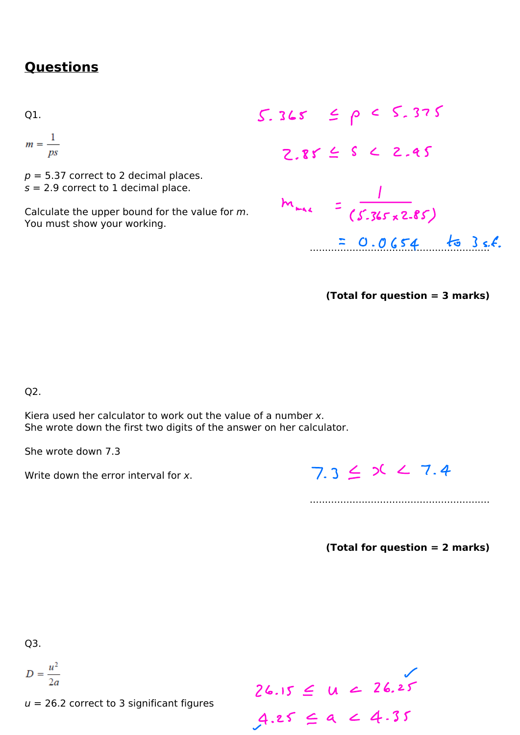## Questions

Q1.

$$m = \frac{1}{ps}$$

$p$ = 5.37 correct to 2 decimal places.
$s$ = 2.9 correct to 1 decimal place.

Calculate the upper bound for the value for $m$.
You must show your working.

$5.365 \leq p < 5.375$

$2.85 \leq s < 2.95$

$m_{max} = \frac{1}{(5.365 \times 2.85)}$

$= 0.0654$ to 3 s.f.

..........................................................

**(Total for question = 3 marks)**

Q2.

Kiera used her calculator to work out the value of a number $x$.
She wrote down the first two digits of the answer on her calculator.

She wrote down 7.3

Write down the error interval for $x$.

$7.3 \leq x < 7.4$

..........................................................

**(Total for question = 2 marks)**

Q3.

$$D = \frac{u^2}{2a}$$

$u$ = 26.2 correct to 3 significant figures

$26.15 \leq u < 26.25$ ✓

$4.25 \leq a < 4.35$ ✓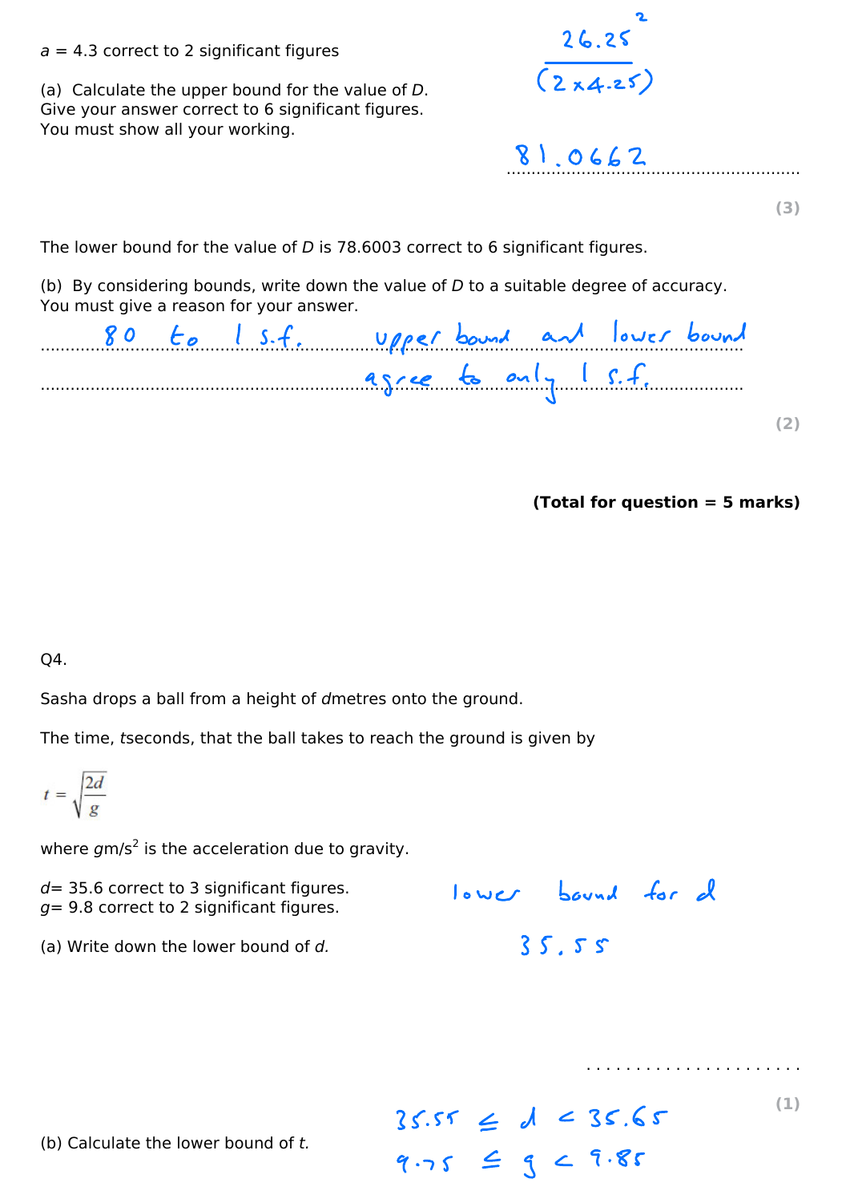$a$ = 4.3 correct to 2 significant figures

(a) Calculate the upper bound for the value of $D$.
Give your answer correct to 6 significant figures.
You must show all your working.

$$\frac{26.25^2}{(2 \times 4.25)}$$

81.0662

**(3)**

The lower bound for the value of $D$ is 78.6003 correct to 6 significant figures.

(b) By considering bounds, write down the value of $D$ to a suitable degree of accuracy.
You must give a reason for your answer.

80 to 1 s.f. upper bound and lower bound agree to only 1 s.f.

**(2)**

**(Total for question = 5 marks)**

Q4.

Sasha drops a ball from a height of $d$metres onto the ground.

The time, $t$seconds, that the ball takes to reach the ground is given by

$$t = \sqrt{\frac{2d}{g}}$$

where $g$m/s$^2$ is the acceleration due to gravity.

$d$= 35.6 correct to 3 significant figures.
$g$= 9.8 correct to 2 significant figures.

(a) Write down the lower bound of $d$.

lower bound for $d$

35.55

**(1)**

(b) Calculate the lower bound of $t$.

$35.55 \leq d < 35.65$

$9.75 \leq g < 9.85$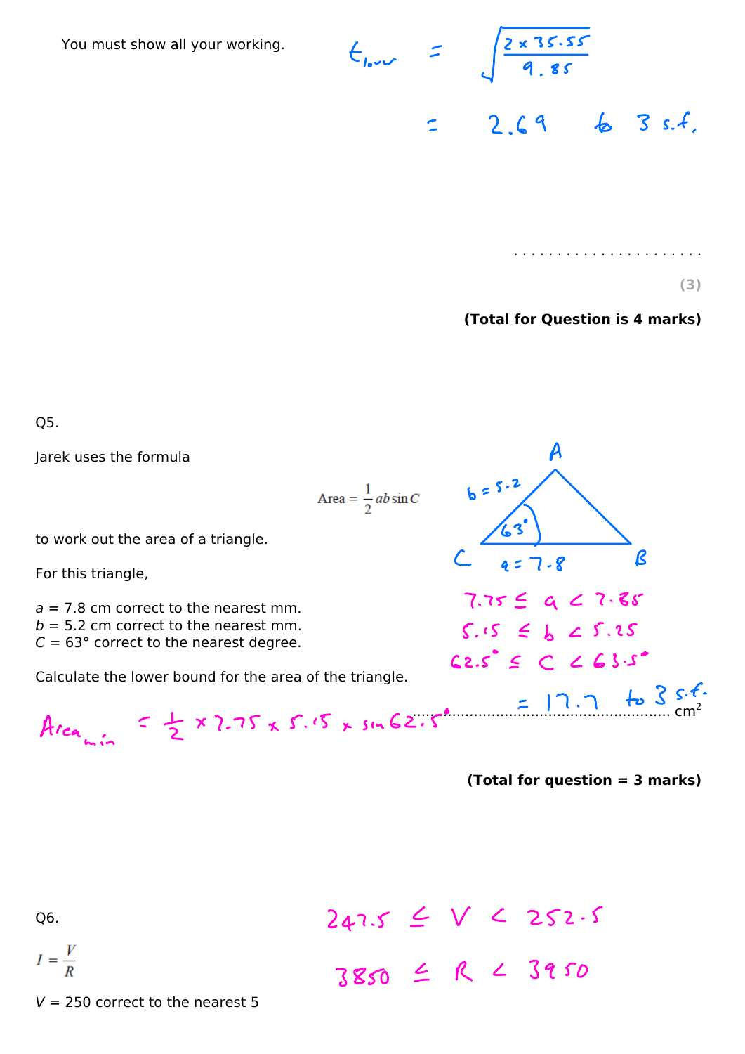You must show all your working.

$$t_{lower} = \sqrt{\frac{2 \times 35.55}{9.85}}$$

$$= 2.69 \text{ to } 3 \text{ s.f.}$$

......................

**(3)**

**(Total for Question is 4 marks)**

Q5.

Jarek uses the formula

$$\text{Area} = \frac{1}{2}ab\sin C$$

to work out the area of a triangle.

For this triangle,

$a$ = 7.8 cm correct to the nearest mm.
$b$ = 5.2 cm correct to the nearest mm.
$C$ = 63° correct to the nearest degree.

Calculate the lower bound for the area of the triangle.

(Diagram: triangle $ABC$ with $b = 5.2$, $a = 7.8$, angle $C = 63°$)

$7.75 \leq a < 7.85$

$5.15 \leq b < 5.25$

$62.5° \leq C < 63.5°$

$$\text{Area}_{min} = \frac{1}{2} \times 7.75 \times 5.15 \times \sin 62.5°$$

$= 17.7$ to 3 s.f. ...................................................... cm²

**(Total for question = 3 marks)**

Q6.

$$I = \frac{V}{R}$$

$V$ = 250 correct to the nearest 5

$247.5 \leq V < 252.5$

$3850 \leq R < 3950$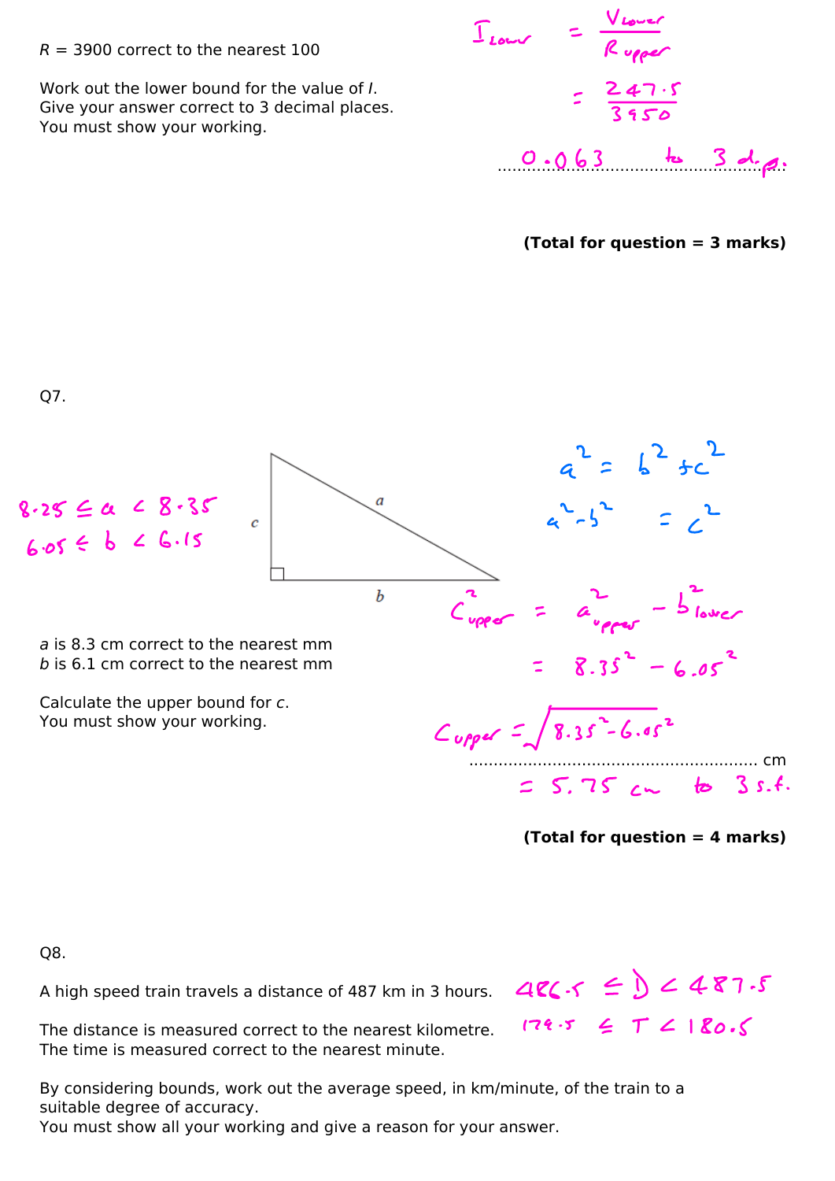R = 3900 correct to the nearest 100

Work out the lower bound for the value of *I*.
Give your answer correct to 3 decimal places.
You must show your working.

$$I_{Lower} = \frac{V_{Lower}}{R_{upper}}$$

$$= \frac{247.5}{3950}$$

0.063 to 3 d.p.

**(Total for question = 3 marks)**

Q7.

(Right-angled triangle with hypotenuse $a$, base $b$ and vertical side $c$.)

$8.25 \le a < 8.35$

$6.05 \le b < 6.15$

*a* is 8.3 cm correct to the nearest mm
*b* is 6.1 cm correct to the nearest mm

Calculate the upper bound for *c*.
You must show your working.

$$a^2 = b^2 + c^2$$

$$a^2 - b^2 = c^2$$

$$c^2_{upper} = a^2_{upper} - b^2_{lower}$$

$$= 8.35^2 - 6.05^2$$

$$c_{upper} = \sqrt{8.35^2 - 6.05^2}$$

.......................................................... cm

$= 5.75$ cm to 3 s.f.

**(Total for question = 4 marks)**

Q8.

A high speed train travels a distance of 487 km in 3 hours.

The distance is measured correct to the nearest kilometre.
The time is measured correct to the nearest minute.

$486.5 \le D < 487.5$

$179.5 \le T < 180.5$

By considering bounds, work out the average speed, in km/minute, of the train to a suitable degree of accuracy.
You must show all your working and give a reason for your answer.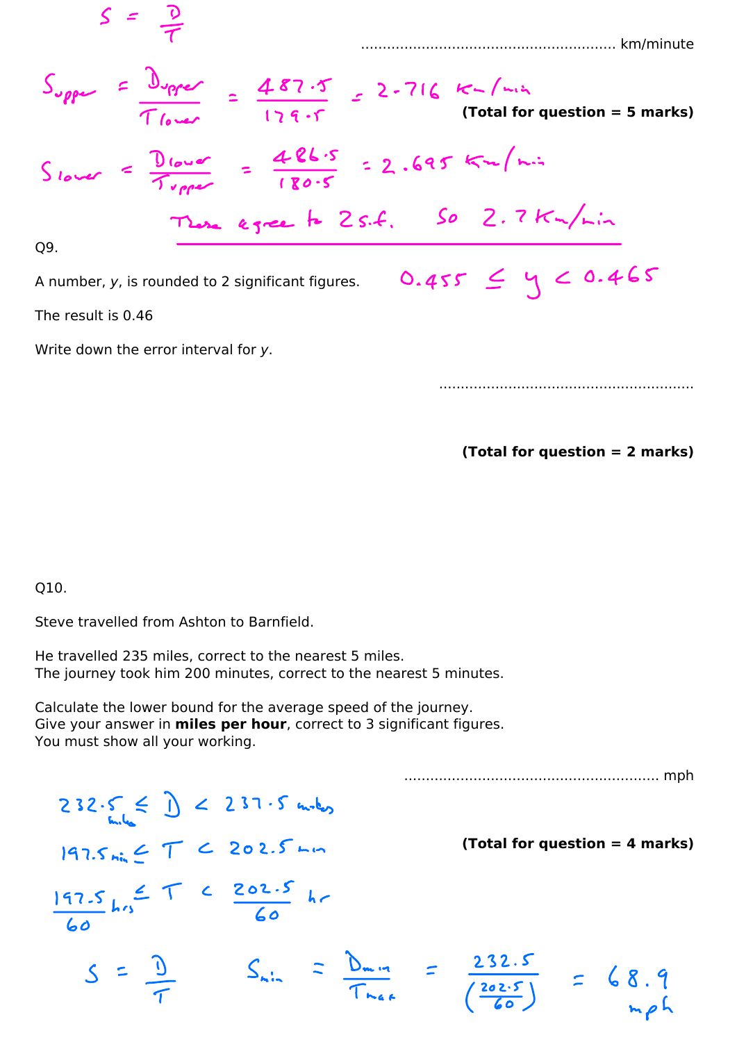$S = \frac{D}{T}$

.......................................................... km/minute

$S_{upper} = \frac{D_{upper}}{T_{lower}} = \frac{487.5}{179.5} = 2.716$ km/min

**(Total for question = 5 marks)**

$S_{lower} = \frac{D_{lower}}{T_{upper}} = \frac{486.5}{180.5} = 2.695$ km/min

These agree to 2 s.f. So 2.7 km/min

Q9.

A number, *y*, is rounded to 2 significant figures.

The result is 0.46

Write down the error interval for *y*.

$0.455 \leq y < 0.465$

..........................................................

**(Total for question = 2 marks)**

Q10.

Steve travelled from Ashton to Barnfield.

He travelled 235 miles, correct to the nearest 5 miles.
The journey took him 200 minutes, correct to the nearest 5 minutes.

Calculate the lower bound for the average speed of the journey.
Give your answer in **miles per hour**, correct to 3 significant figures.
You must show all your working.

.......................................................... mph

$232.5 \text{ miles} \leq D < 237.5 \text{ miles}$

**(Total for question = 4 marks)**

$197.5 \text{ min} \leq T < 202.5 \text{ min}$

$\frac{197.5}{60} \text{ hrs} \leq T < \frac{202.5}{60} \text{ hr}$

$S = \frac{D}{T} \qquad S_{min} = \frac{D_{min}}{T_{max}} = \frac{232.5}{\left(\frac{202.5}{60}\right)} = 68.9$ mph